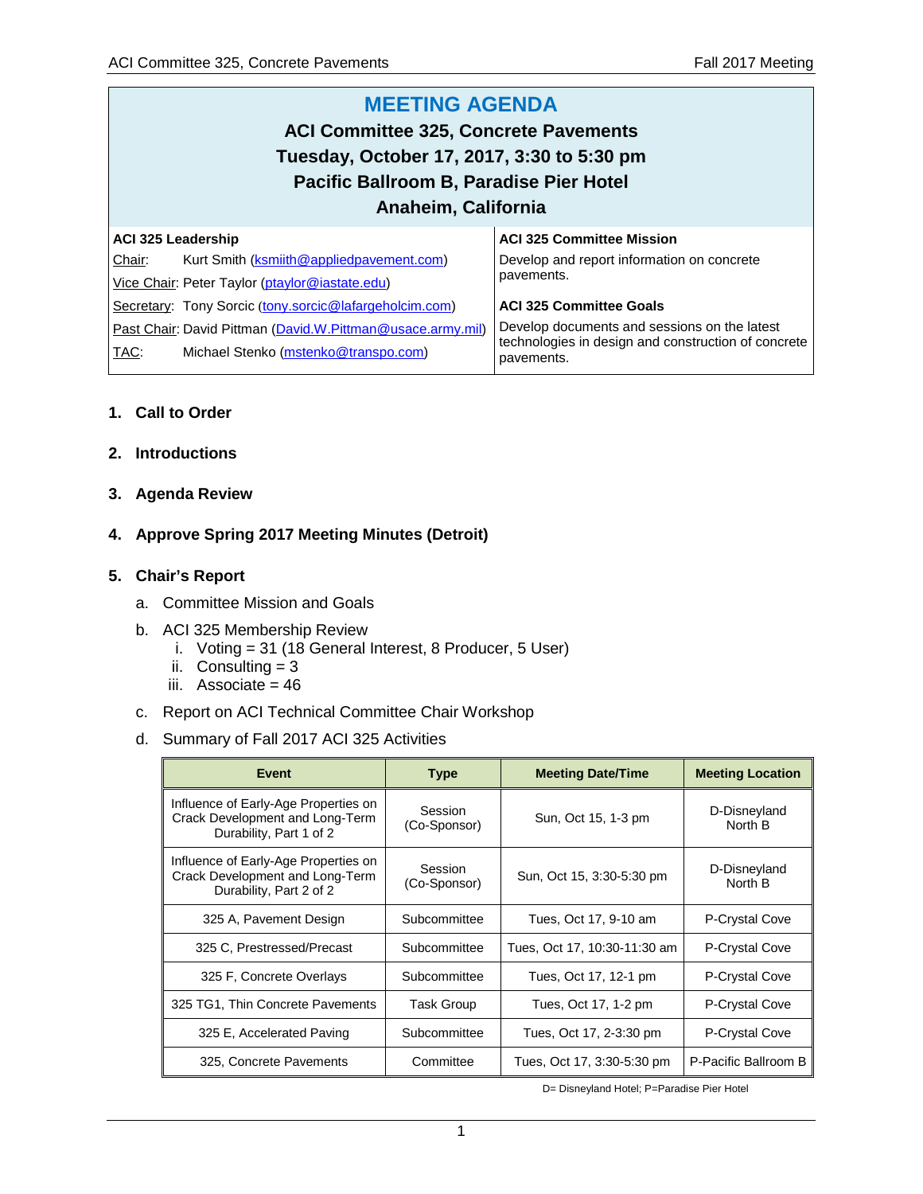# MEETING AGENDA

## ACI Committee 325, Concrete Pavements

## Tuesday, October 17, 2017, 3:30 to 5:30 pm

## Pacific Ballroom B, Paradise Pier Hotel

## Anaheim, California

| ACI 325 Leadership | ACI 325 Committee Mission |
|---|---|
| Chair: Kurt Smith (ksmiith@appliedpavement.com) | Develop and report information on concrete pavements. |
| Vice Chair: Peter Taylor (ptaylor@iastate.edu) | |
| Secretary: Tony Sorcic (tony.sorcic@lafargeholcim.com) | **ACI 325 Committee Goals** |
| Past Chair: David Pittman (David.W.Pittman@usace.army.mil) | Develop documents and sessions on the latest technologies in design and construction of concrete pavements. |
| TAC: Michael Stenko (mstenko@transpo.com) | |

1. **Call to Order**

2. **Introductions**

3. **Agenda Review**

4. **Approve Spring 2017 Meeting Minutes (Detroit)**

5. **Chair's Report**

   a. Committee Mission and Goals

   b. ACI 325 Membership Review
      - i. Voting = 31 (18 General Interest, 8 Producer, 5 User)
      - ii. Consulting = 3
      - iii. Associate = 46

   c. Report on ACI Technical Committee Chair Workshop

   d. Summary of Fall 2017 ACI 325 Activities

| Event | Type | Meeting Date/Time | Meeting Location |
|---|---|---|---|
| Influence of Early-Age Properties on Crack Development and Long-Term Durability, Part 1 of 2 | Session (Co-Sponsor) | Sun, Oct 15, 1-3 pm | D-Disneyland North B |
| Influence of Early-Age Properties on Crack Development and Long-Term Durability, Part 2 of 2 | Session (Co-Sponsor) | Sun, Oct 15, 3:30-5:30 pm | D-Disneyland North B |
| 325 A, Pavement Design | Subcommittee | Tues, Oct 17, 9-10 am | P-Crystal Cove |
| 325 C, Prestressed/Precast | Subcommittee | Tues, Oct 17, 10:30-11:30 am | P-Crystal Cove |
| 325 F, Concrete Overlays | Subcommittee | Tues, Oct 17, 12-1 pm | P-Crystal Cove |
| 325 TG1, Thin Concrete Pavements | Task Group | Tues, Oct 17, 1-2 pm | P-Crystal Cove |
| 325 E, Accelerated Paving | Subcommittee | Tues, Oct 17, 2-3:30 pm | P-Crystal Cove |
| 325, Concrete Pavements | Committee | Tues, Oct 17, 3:30-5:30 pm | P-Pacific Ballroom B |

D= Disneyland Hotel; P=Paradise Pier Hotel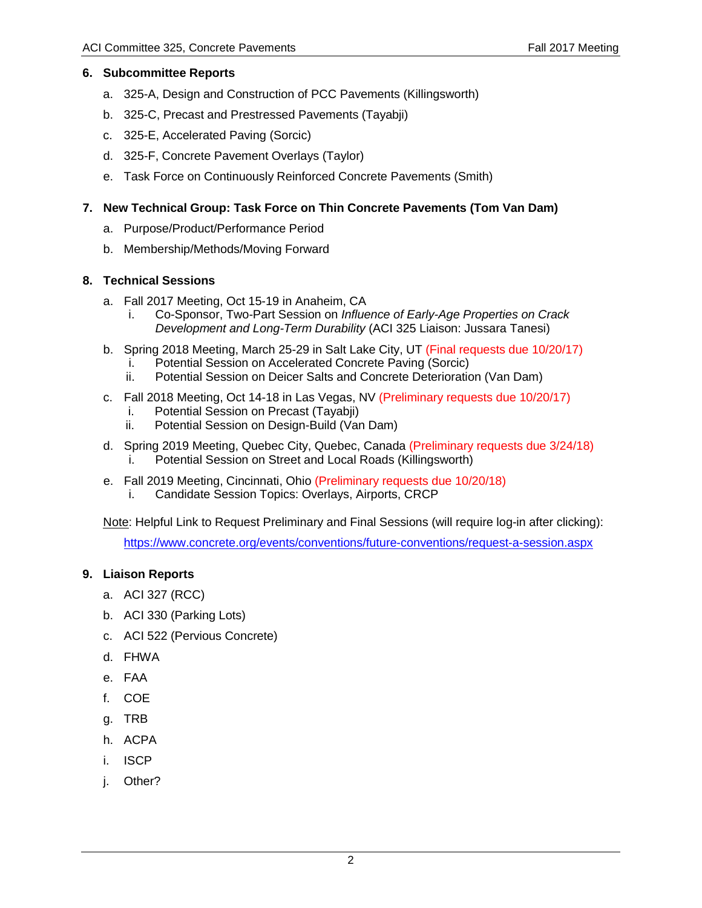## 6. Subcommittee Reports

a. 325-A, Design and Construction of PCC Pavements (Killingsworth)

b. 325-C, Precast and Prestressed Pavements (Tayabji)

c. 325-E, Accelerated Paving (Sorcic)

d. 325-F, Concrete Pavement Overlays (Taylor)

e. Task Force on Continuously Reinforced Concrete Pavements (Smith)

## 7. New Technical Group: Task Force on Thin Concrete Pavements (Tom Van Dam)

a. Purpose/Product/Performance Period

b. Membership/Methods/Moving Forward

## 8. Technical Sessions

a. Fall 2017 Meeting, Oct 15-19 in Anaheim, CA
   i. Co-Sponsor, Two-Part Session on *Influence of Early-Age Properties on Crack Development and Long-Term Durability* (ACI 325 Liaison: Jussara Tanesi)

b. Spring 2018 Meeting, March 25-29 in Salt Lake City, UT (Final requests due 10/20/17)
   i. Potential Session on Accelerated Concrete Paving (Sorcic)
   ii. Potential Session on Deicer Salts and Concrete Deterioration (Van Dam)

c. Fall 2018 Meeting, Oct 14-18 in Las Vegas, NV (Preliminary requests due 10/20/17)
   i. Potential Session on Precast (Tayabji)
   ii. Potential Session on Design-Build (Van Dam)

d. Spring 2019 Meeting, Quebec City, Quebec, Canada (Preliminary requests due 3/24/18)
   i. Potential Session on Street and Local Roads (Killingsworth)

e. Fall 2019 Meeting, Cincinnati, Ohio (Preliminary requests due 10/20/18)
   i. Candidate Session Topics: Overlays, Airports, CRCP

Note: Helpful Link to Request Preliminary and Final Sessions (will require log-in after clicking):

https://www.concrete.org/events/conventions/future-conventions/request-a-session.aspx

## 9. Liaison Reports

a. ACI 327 (RCC)

b. ACI 330 (Parking Lots)

c. ACI 522 (Pervious Concrete)

d. FHWA

e. FAA

f. COE

g. TRB

h. ACPA

i. ISCP

j. Other?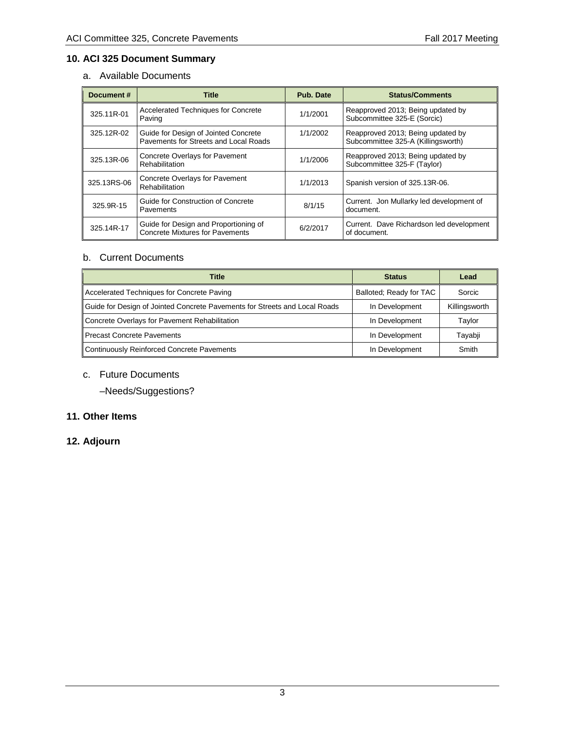## 10. ACI 325 Document Summary

### a. Available Documents

| Document # | Title | Pub. Date | Status/Comments |
|---|---|---|---|
| 325.11R-01 | Accelerated Techniques for Concrete Paving | 1/1/2001 | Reapproved 2013; Being updated by Subcommittee 325-E (Sorcic) |
| 325.12R-02 | Guide for Design of Jointed Concrete Pavements for Streets and Local Roads | 1/1/2002 | Reapproved 2013; Being updated by Subcommittee 325-A (Killingsworth) |
| 325.13R-06 | Concrete Overlays for Pavement Rehabilitation | 1/1/2006 | Reapproved 2013; Being updated by Subcommittee 325-F (Taylor) |
| 325.13RS-06 | Concrete Overlays for Pavement Rehabilitation | 1/1/2013 | Spanish version of 325.13R-06. |
| 325.9R-15 | Guide for Construction of Concrete Pavements | 8/1/15 | Current. Jon Mullarky led development of document. |
| 325.14R-17 | Guide for Design and Proportioning of Concrete Mixtures for Pavements | 6/2/2017 | Current. Dave Richardson led development of document. |

### b. Current Documents

| Title | Status | Lead |
|---|---|---|
| Accelerated Techniques for Concrete Paving | Balloted; Ready for TAC | Sorcic |
| Guide for Design of Jointed Concrete Pavements for Streets and Local Roads | In Development | Killingsworth |
| Concrete Overlays for Pavement Rehabilitation | In Development | Taylor |
| Precast Concrete Pavements | In Development | Tayabji |
| Continuously Reinforced Concrete Pavements | In Development | Smith |

### c. Future Documents

–Needs/Suggestions?

## 11. Other Items

## 12. Adjourn